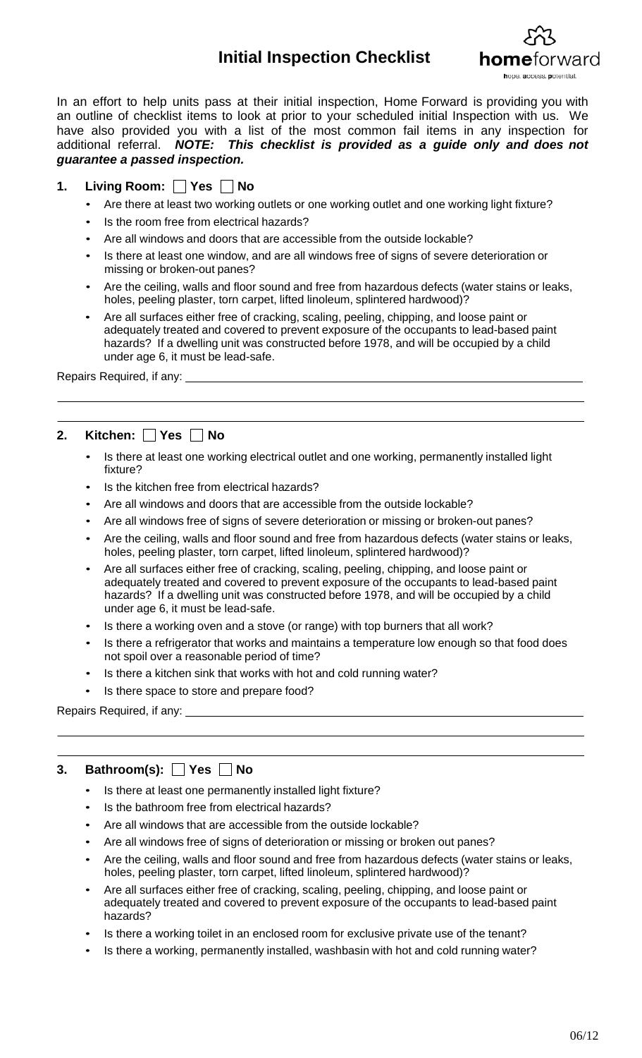# Initial Inspection Checklist

In an effort to help units pass at their initial inspection, Home Forward is providing you with an outline of checklist items to look at prior to your scheduled initial Inspection with us. We have also provided you with a list of the most common fail items in any inspection for additional referral. ***NOTE: This checklist is provided as a guide only and does not guarantee a passed inspection.***

## 1. Living Room: ☐ Yes ☐ No

- Are there at least two working outlets or one working outlet and one working light fixture?
- Is the room free from electrical hazards?
- Are all windows and doors that are accessible from the outside lockable?
- Is there at least one window, and are all windows free of signs of severe deterioration or missing or broken-out panes?
- Are the ceiling, walls and floor sound and free from hazardous defects (water stains or leaks, holes, peeling plaster, torn carpet, lifted linoleum, splintered hardwood)?
- Are all surfaces either free of cracking, scaling, peeling, chipping, and loose paint or adequately treated and covered to prevent exposure of the occupants to lead-based paint hazards? If a dwelling unit was constructed before 1978, and will be occupied by a child under age 6, it must be lead-safe.

Repairs Required, if any: ______________________________

______________________________

______________________________

## 2. Kitchen: ☐ Yes ☐ No

- Is there at least one working electrical outlet and one working, permanently installed light fixture?
- Is the kitchen free from electrical hazards?
- Are all windows and doors that are accessible from the outside lockable?
- Are all windows free of signs of severe deterioration or missing or broken-out panes?
- Are the ceiling, walls and floor sound and free from hazardous defects (water stains or leaks, holes, peeling plaster, torn carpet, lifted linoleum, splintered hardwood)?
- Are all surfaces either free of cracking, scaling, peeling, chipping, and loose paint or adequately treated and covered to prevent exposure of the occupants to lead-based paint hazards? If a dwelling unit was constructed before 1978, and will be occupied by a child under age 6, it must be lead-safe.
- Is there a working oven and a stove (or range) with top burners that all work?
- Is there a refrigerator that works and maintains a temperature low enough so that food does not spoil over a reasonable period of time?
- Is there a kitchen sink that works with hot and cold running water?
- Is there space to store and prepare food?

Repairs Required, if any: ______________________________

______________________________

______________________________

## 3. Bathroom(s): ☐ Yes ☐ No

- Is there at least one permanently installed light fixture?
- Is the bathroom free from electrical hazards?
- Are all windows that are accessible from the outside lockable?
- Are all windows free of signs of deterioration or missing or broken out panes?
- Are the ceiling, walls and floor sound and free from hazardous defects (water stains or leaks, holes, peeling plaster, torn carpet, lifted linoleum, splintered hardwood)?
- Are all surfaces either free of cracking, scaling, peeling, chipping, and loose paint or adequately treated and covered to prevent exposure of the occupants to lead-based paint hazards?
- Is there a working toilet in an enclosed room for exclusive private use of the tenant?
- Is there a working, permanently installed, washbasin with hot and cold running water?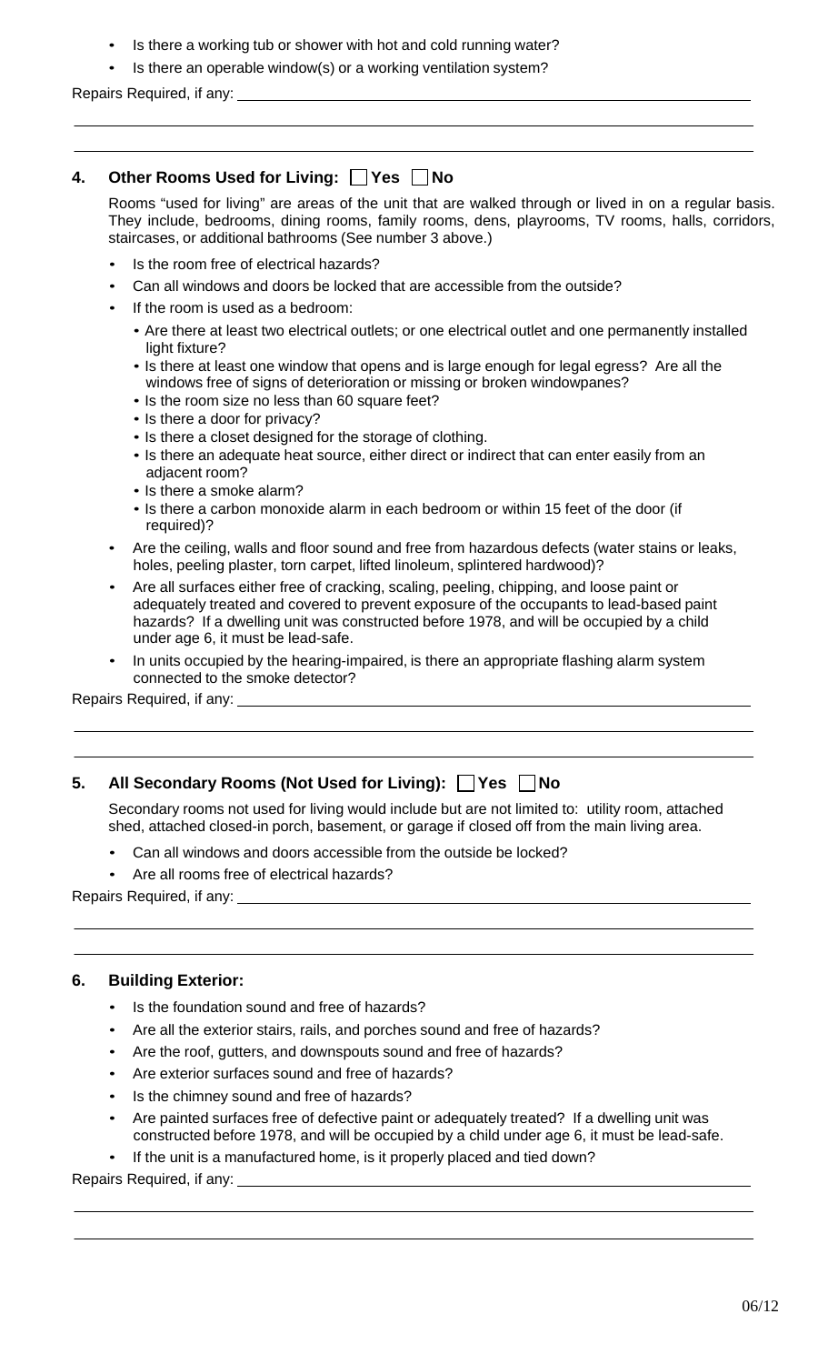- Is there a working tub or shower with hot and cold running water?
- Is there an operable window(s) or a working ventilation system?

Repairs Required, if any: ______________________________________________

______________________________________________

______________________________________________

## 4. Other Rooms Used for Living: ☐ Yes ☐ No

Rooms "used for living" are areas of the unit that are walked through or lived in on a regular basis. They include, bedrooms, dining rooms, family rooms, dens, playrooms, TV rooms, halls, corridors, staircases, or additional bathrooms (See number 3 above.)

- Is the room free of electrical hazards?
- Can all windows and doors be locked that are accessible from the outside?
- If the room is used as a bedroom:
  - Are there at least two electrical outlets; or one electrical outlet and one permanently installed light fixture?
  - Is there at least one window that opens and is large enough for legal egress? Are all the windows free of signs of deterioration or missing or broken windowpanes?
  - Is the room size no less than 60 square feet?
  - Is there a door for privacy?
  - Is there a closet designed for the storage of clothing.
  - Is there an adequate heat source, either direct or indirect that can enter easily from an adjacent room?
  - Is there a smoke alarm?
  - Is there a carbon monoxide alarm in each bedroom or within 15 feet of the door (if required)?
- Are the ceiling, walls and floor sound and free from hazardous defects (water stains or leaks, holes, peeling plaster, torn carpet, lifted linoleum, splintered hardwood)?
- Are all surfaces either free of cracking, scaling, peeling, chipping, and loose paint or adequately treated and covered to prevent exposure of the occupants to lead-based paint hazards? If a dwelling unit was constructed before 1978, and will be occupied by a child under age 6, it must be lead-safe.
- In units occupied by the hearing-impaired, is there an appropriate flashing alarm system connected to the smoke detector?

Repairs Required, if any: ______________________________________________

______________________________________________

______________________________________________

## 5. All Secondary Rooms (Not Used for Living): ☐ Yes ☐ No

Secondary rooms not used for living would include but are not limited to: utility room, attached shed, attached closed-in porch, basement, or garage if closed off from the main living area.

- Can all windows and doors accessible from the outside be locked?
- Are all rooms free of electrical hazards?

Repairs Required, if any: ______________________________________________

______________________________________________

______________________________________________

## 6. Building Exterior:

- Is the foundation sound and free of hazards?
- Are all the exterior stairs, rails, and porches sound and free of hazards?
- Are the roof, gutters, and downspouts sound and free of hazards?
- Are exterior surfaces sound and free of hazards?
- Is the chimney sound and free of hazards?
- Are painted surfaces free of defective paint or adequately treated? If a dwelling unit was constructed before 1978, and will be occupied by a child under age 6, it must be lead-safe.
- If the unit is a manufactured home, is it properly placed and tied down?

Repairs Required, if any: ______________________________________________

______________________________________________

______________________________________________

06/12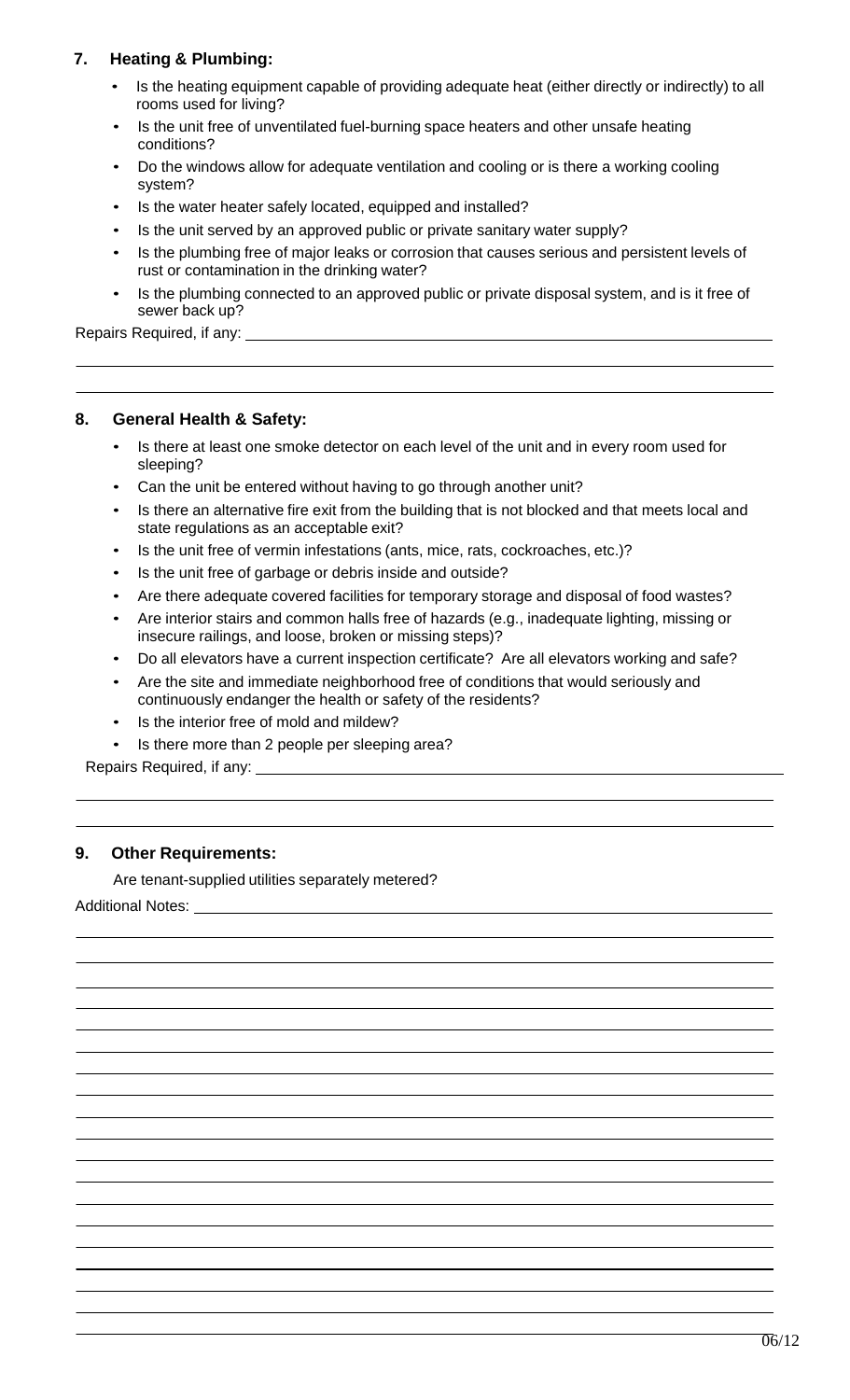## 7. Heating & Plumbing:

- Is the heating equipment capable of providing adequate heat (either directly or indirectly) to all rooms used for living?
- Is the unit free of unventilated fuel-burning space heaters and other unsafe heating conditions?
- Do the windows allow for adequate ventilation and cooling or is there a working cooling system?
- Is the water heater safely located, equipped and installed?
- Is the unit served by an approved public or private sanitary water supply?
- Is the plumbing free of major leaks or corrosion that causes serious and persistent levels of rust or contamination in the drinking water?
- Is the plumbing connected to an approved public or private disposal system, and is it free of sewer back up?

Repairs Required, if any: ____________________________________________

____________________________________________

____________________________________________

## 8. General Health & Safety:

- Is there at least one smoke detector on each level of the unit and in every room used for sleeping?
- Can the unit be entered without having to go through another unit?
- Is there an alternative fire exit from the building that is not blocked and that meets local and state regulations as an acceptable exit?
- Is the unit free of vermin infestations (ants, mice, rats, cockroaches, etc.)?
- Is the unit free of garbage or debris inside and outside?
- Are there adequate covered facilities for temporary storage and disposal of food wastes?
- Are interior stairs and common halls free of hazards (e.g., inadequate lighting, missing or insecure railings, and loose, broken or missing steps)?
- Do all elevators have a current inspection certificate? Are all elevators working and safe?
- Are the site and immediate neighborhood free of conditions that would seriously and continuously endanger the health or safety of the residents?
- Is the interior free of mold and mildew?
- Is there more than 2 people per sleeping area?

Repairs Required, if any: ____________________________________________

____________________________________________

____________________________________________

## 9. Other Requirements:

Are tenant-supplied utilities separately metered?

Additional Notes: ____________________________________________

____________________________________________

____________________________________________

____________________________________________

____________________________________________

____________________________________________

____________________________________________

____________________________________________

____________________________________________

____________________________________________

____________________________________________

____________________________________________

____________________________________________

____________________________________________

____________________________________________

____________________________________________

____________________________________________

____________________________________________

____________________________________________

06/12